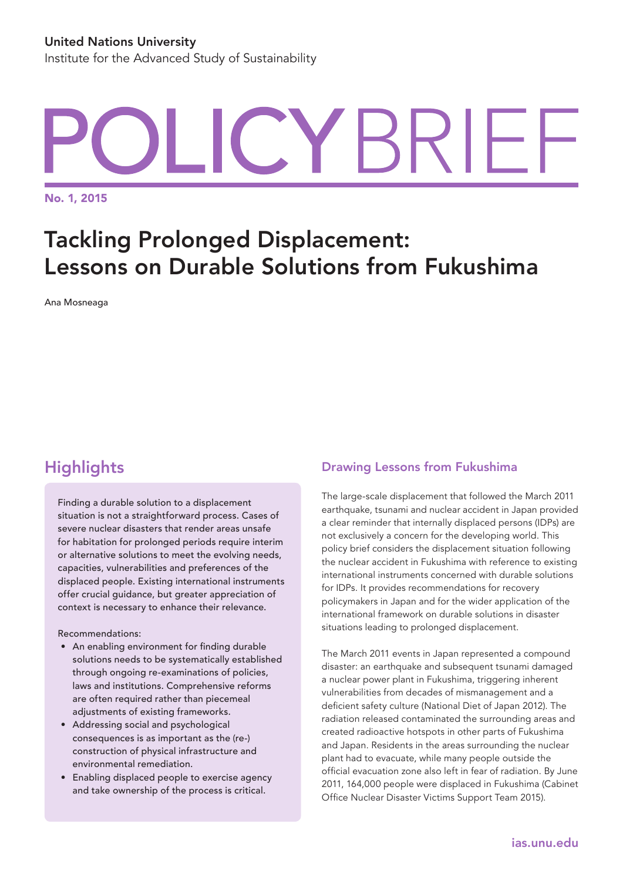United Nations University
Institute for the Advanced Study of Sustainability

# POLICY BRIEF

No. 1, 2015

# Tackling Prolonged Displacement: Lessons on Durable Solutions from Fukushima

Ana Mosneaga

## Highlights

Finding a durable solution to a displacement situation is not a straightforward process. Cases of severe nuclear disasters that render areas unsafe for habitation for prolonged periods require interim or alternative solutions to meet the evolving needs, capacities, vulnerabilities and preferences of the displaced people. Existing international instruments offer crucial guidance, but greater appreciation of context is necessary to enhance their relevance.

Recommendations:

- An enabling environment for finding durable solutions needs to be systematically established through ongoing re-examinations of policies, laws and institutions. Comprehensive reforms are often required rather than piecemeal adjustments of existing frameworks.
- Addressing social and psychological consequences is as important as the (re-)construction of physical infrastructure and environmental remediation.
- Enabling displaced people to exercise agency and take ownership of the process is critical.

### Drawing Lessons from Fukushima

The large-scale displacement that followed the March 2011 earthquake, tsunami and nuclear accident in Japan provided a clear reminder that internally displaced persons (IDPs) are not exclusively a concern for the developing world. This policy brief considers the displacement situation following the nuclear accident in Fukushima with reference to existing international instruments concerned with durable solutions for IDPs. It provides recommendations for recovery policymakers in Japan and for the wider application of the international framework on durable solutions in disaster situations leading to prolonged displacement.

The March 2011 events in Japan represented a compound disaster: an earthquake and subsequent tsunami damaged a nuclear power plant in Fukushima, triggering inherent vulnerabilities from decades of mismanagement and a deficient safety culture (National Diet of Japan 2012). The radiation released contaminated the surrounding areas and created radioactive hotspots in other parts of Fukushima and Japan. Residents in the areas surrounding the nuclear plant had to evacuate, while many people outside the official evacuation zone also left in fear of radiation. By June 2011, 164,000 people were displaced in Fukushima (Cabinet Office Nuclear Disaster Victims Support Team 2015).

ias.unu.edu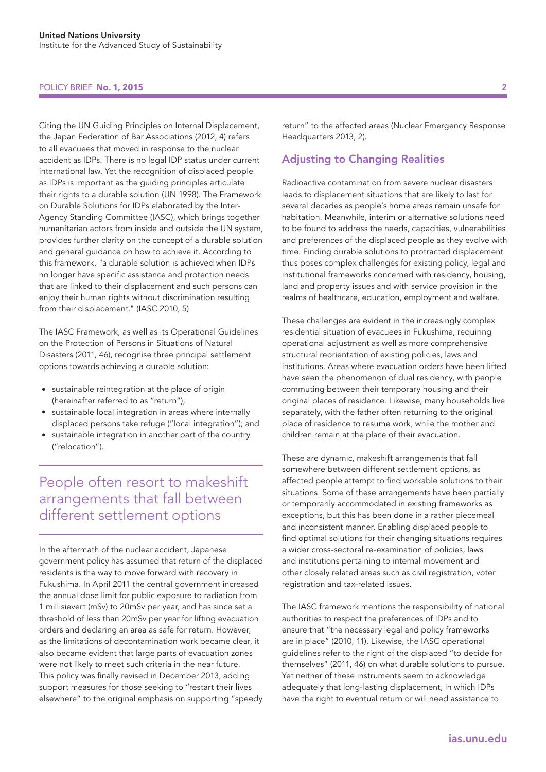Citing the UN Guiding Principles on Internal Displacement, the Japan Federation of Bar Associations (2012, 4) refers to all evacuees that moved in response to the nuclear accident as IDPs. There is no legal IDP status under current international law. Yet the recognition of displaced people as IDPs is important as the guiding principles articulate their rights to a durable solution (UN 1998). The Framework on Durable Solutions for IDPs elaborated by the Inter-Agency Standing Committee (IASC), which brings together humanitarian actors from inside and outside the UN system, provides further clarity on the concept of a durable solution and general guidance on how to achieve it. According to this framework, "a durable solution is achieved when IDPs no longer have specific assistance and protection needs that are linked to their displacement and such persons can enjoy their human rights without discrimination resulting from their displacement." (IASC 2010, 5)

The IASC Framework, as well as its Operational Guidelines on the Protection of Persons in Situations of Natural Disasters (2011, 46), recognise three principal settlement options towards achieving a durable solution:

- sustainable reintegration at the place of origin (hereinafter referred to as "return");
- sustainable local integration in areas where internally displaced persons take refuge ("local integration"); and
- sustainable integration in another part of the country ("relocation").

> People often resort to makeshift arrangements that fall between different settlement options

In the aftermath of the nuclear accident, Japanese government policy has assumed that return of the displaced residents is the way to move forward with recovery in Fukushima. In April 2011 the central government increased the annual dose limit for public exposure to radiation from 1 millisievert (mSv) to 20mSv per year, and has since set a threshold of less than 20mSv per year for lifting evacuation orders and declaring an area as safe for return. However, as the limitations of decontamination work became clear, it also became evident that large parts of evacuation zones were not likely to meet such criteria in the near future. This policy was finally revised in December 2013, adding support measures for those seeking to "restart their lives elsewhere" to the original emphasis on supporting "speedy return" to the affected areas (Nuclear Emergency Response Headquarters 2013, 2).

## Adjusting to Changing Realities

Radioactive contamination from severe nuclear disasters leads to displacement situations that are likely to last for several decades as people's home areas remain unsafe for habitation. Meanwhile, interim or alternative solutions need to be found to address the needs, capacities, vulnerabilities and preferences of the displaced people as they evolve with time. Finding durable solutions to protracted displacement thus poses complex challenges for existing policy, legal and institutional frameworks concerned with residency, housing, land and property issues and with service provision in the realms of healthcare, education, employment and welfare.

These challenges are evident in the increasingly complex residential situation of evacuees in Fukushima, requiring operational adjustment as well as more comprehensive structural reorientation of existing policies, laws and institutions. Areas where evacuation orders have been lifted have seen the phenomenon of dual residency, with people commuting between their temporary housing and their original places of residence. Likewise, many households live separately, with the father often returning to the original place of residence to resume work, while the mother and children remain at the place of their evacuation.

These are dynamic, makeshift arrangements that fall somewhere between different settlement options, as affected people attempt to find workable solutions to their situations. Some of these arrangements have been partially or temporarily accommodated in existing frameworks as exceptions, but this has been done in a rather piecemeal and inconsistent manner. Enabling displaced people to find optimal solutions for their changing situations requires a wider cross-sectoral re-examination of policies, laws and institutions pertaining to internal movement and other closely related areas such as civil registration, voter registration and tax-related issues.

The IASC framework mentions the responsibility of national authorities to respect the preferences of IDPs and to ensure that "the necessary legal and policy frameworks are in place" (2010, 11). Likewise, the IASC operational guidelines refer to the right of the displaced "to decide for themselves" (2011, 46) on what durable solutions to pursue. Yet neither of these instruments seem to acknowledge adequately that long-lasting displacement, in which IDPs have the right to eventual return or will need assistance to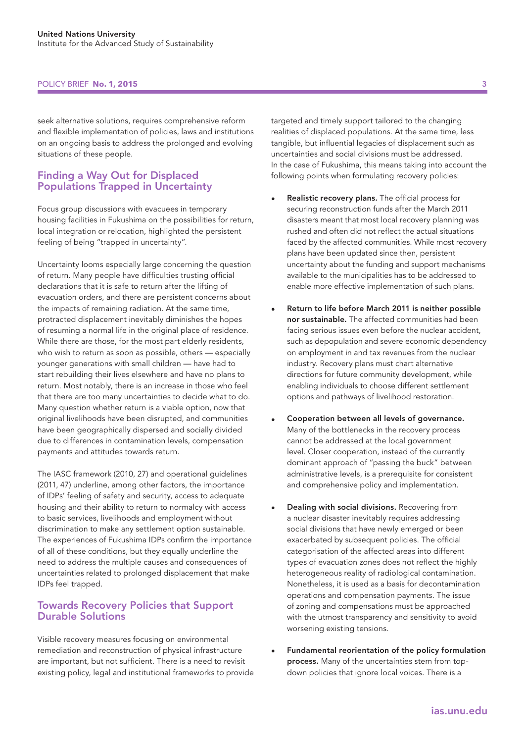seek alternative solutions, requires comprehensive reform and flexible implementation of policies, laws and institutions on an ongoing basis to address the prolonged and evolving situations of these people.

## Finding a Way Out for Displaced Populations Trapped in Uncertainty

Focus group discussions with evacuees in temporary housing facilities in Fukushima on the possibilities for return, local integration or relocation, highlighted the persistent feeling of being "trapped in uncertainty".

Uncertainty looms especially large concerning the question of return. Many people have difficulties trusting official declarations that it is safe to return after the lifting of evacuation orders, and there are persistent concerns about the impacts of remaining radiation. At the same time, protracted displacement inevitably diminishes the hopes of resuming a normal life in the original place of residence. While there are those, for the most part elderly residents, who wish to return as soon as possible, others — especially younger generations with small children — have had to start rebuilding their lives elsewhere and have no plans to return. Most notably, there is an increase in those who feel that there are too many uncertainties to decide what to do. Many question whether return is a viable option, now that original livelihoods have been disrupted, and communities have been geographically dispersed and socially divided due to differences in contamination levels, compensation payments and attitudes towards return.

The IASC framework (2010, 27) and operational guidelines (2011, 47) underline, among other factors, the importance of IDPs' feeling of safety and security, access to adequate housing and their ability to return to normalcy with access to basic services, livelihoods and employment without discrimination to make any settlement option sustainable. The experiences of Fukushima IDPs confirm the importance of all of these conditions, but they equally underline the need to address the multiple causes and consequences of uncertainties related to prolonged displacement that make IDPs feel trapped.

## Towards Recovery Policies that Support Durable Solutions

Visible recovery measures focusing on environmental remediation and reconstruction of physical infrastructure are important, but not sufficient. There is a need to revisit existing policy, legal and institutional frameworks to provide targeted and timely support tailored to the changing realities of displaced populations. At the same time, less tangible, but influential legacies of displacement such as uncertainties and social divisions must be addressed. In the case of Fukushima, this means taking into account the following points when formulating recovery policies:

- **Realistic recovery plans.** The official process for securing reconstruction funds after the March 2011 disasters meant that most local recovery planning was rushed and often did not reflect the actual situations faced by the affected communities. While most recovery plans have been updated since then, persistent uncertainty about the funding and support mechanisms available to the municipalities has to be addressed to enable more effective implementation of such plans.

- **Return to life before March 2011 is neither possible nor sustainable.** The affected communities had been facing serious issues even before the nuclear accident, such as depopulation and severe economic dependency on employment in and tax revenues from the nuclear industry. Recovery plans must chart alternative directions for future community development, while enabling individuals to choose different settlement options and pathways of livelihood restoration.

- **Cooperation between all levels of governance.** Many of the bottlenecks in the recovery process cannot be addressed at the local government level. Closer cooperation, instead of the currently dominant approach of "passing the buck" between administrative levels, is a prerequisite for consistent and comprehensive policy and implementation.

- **Dealing with social divisions.** Recovering from a nuclear disaster inevitably requires addressing social divisions that have newly emerged or been exacerbated by subsequent policies. The official categorisation of the affected areas into different types of evacuation zones does not reflect the highly heterogeneous reality of radiological contamination. Nonetheless, it is used as a basis for decontamination operations and compensation payments. The issue of zoning and compensations must be approached with the utmost transparency and sensitivity to avoid worsening existing tensions.

- **Fundamental reorientation of the policy formulation process.** Many of the uncertainties stem from top-down policies that ignore local voices. There is a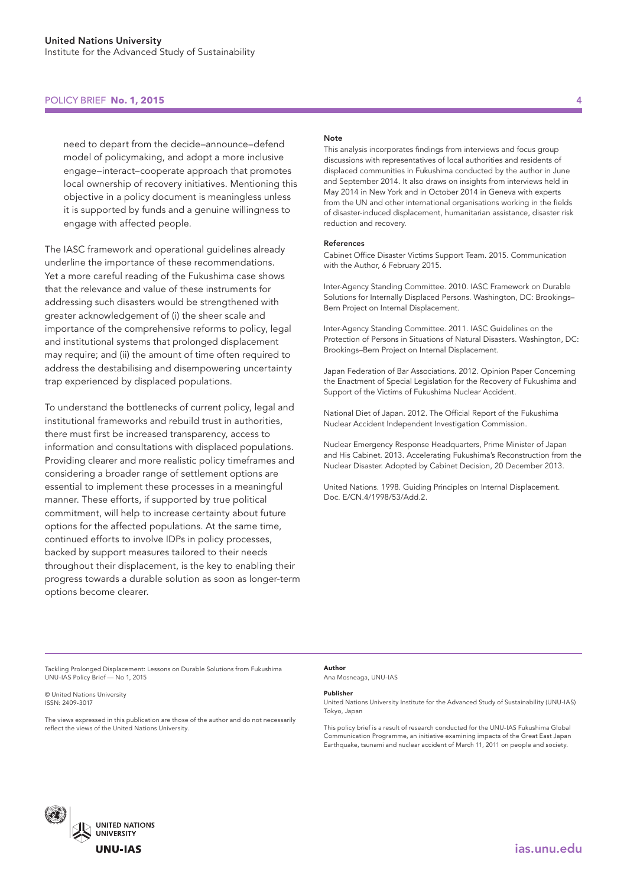need to depart from the decide–announce–defend model of policymaking, and adopt a more inclusive engage–interact–cooperate approach that promotes local ownership of recovery initiatives. Mentioning this objective in a policy document is meaningless unless it is supported by funds and a genuine willingness to engage with affected people.

The IASC framework and operational guidelines already underline the importance of these recommendations. Yet a more careful reading of the Fukushima case shows that the relevance and value of these instruments for addressing such disasters would be strengthened with greater acknowledgement of (i) the sheer scale and importance of the comprehensive reforms to policy, legal and institutional systems that prolonged displacement may require; and (ii) the amount of time often required to address the destabilising and disempowering uncertainty trap experienced by displaced populations.

To understand the bottlenecks of current policy, legal and institutional frameworks and rebuild trust in authorities, there must first be increased transparency, access to information and consultations with displaced populations. Providing clearer and more realistic policy timeframes and considering a broader range of settlement options are essential to implement these processes in a meaningful manner. These efforts, if supported by true political commitment, will help to increase certainty about future options for the affected populations. At the same time, continued efforts to involve IDPs in policy processes, backed by support measures tailored to their needs throughout their displacement, is the key to enabling their progress towards a durable solution as soon as longer-term options become clearer.

#### Note

This analysis incorporates findings from interviews and focus group discussions with representatives of local authorities and residents of displaced communities in Fukushima conducted by the author in June and September 2014. It also draws on insights from interviews held in May 2014 in New York and in October 2014 in Geneva with experts from the UN and other international organisations working in the fields of disaster-induced displacement, humanitarian assistance, disaster risk reduction and recovery.

#### References

Cabinet Office Disaster Victims Support Team. 2015. Communication with the Author, 6 February 2015.

Inter-Agency Standing Committee. 2010. IASC Framework on Durable Solutions for Internally Displaced Persons. Washington, DC: Brookings–Bern Project on Internal Displacement.

Inter-Agency Standing Committee. 2011. IASC Guidelines on the Protection of Persons in Situations of Natural Disasters. Washington, DC: Brookings–Bern Project on Internal Displacement.

Japan Federation of Bar Associations. 2012. Opinion Paper Concerning the Enactment of Special Legislation for the Recovery of Fukushima and Support of the Victims of Fukushima Nuclear Accident.

National Diet of Japan. 2012. The Official Report of the Fukushima Nuclear Accident Independent Investigation Commission.

Nuclear Emergency Response Headquarters, Prime Minister of Japan and His Cabinet. 2013. Accelerating Fukushima's Reconstruction from the Nuclear Disaster. Adopted by Cabinet Decision, 20 December 2013.

United Nations. 1998. Guiding Principles on Internal Displacement. Doc. E/CN.4/1998/53/Add.2.

---

Tackling Prolonged Displacement: Lessons on Durable Solutions from Fukushima
UNU-IAS Policy Brief — No 1, 2015

© United Nations University
ISSN: 2409-3017

The views expressed in this publication are those of the author and do not necessarily reflect the views of the United Nations University.

**Author**
Ana Mosneaga, UNU-IAS

**Publisher**
United Nations University Institute for the Advanced Study of Sustainability (UNU-IAS)
Tokyo, Japan

This policy brief is a result of research conducted for the UNU-IAS Fukushima Global Communication Programme, an initiative examining impacts of the Great East Japan Earthquake, tsunami and nuclear accident of March 11, 2011 on people and society.

UNITED NATIONS UNIVERSITY
UNU-IAS

ias.unu.edu